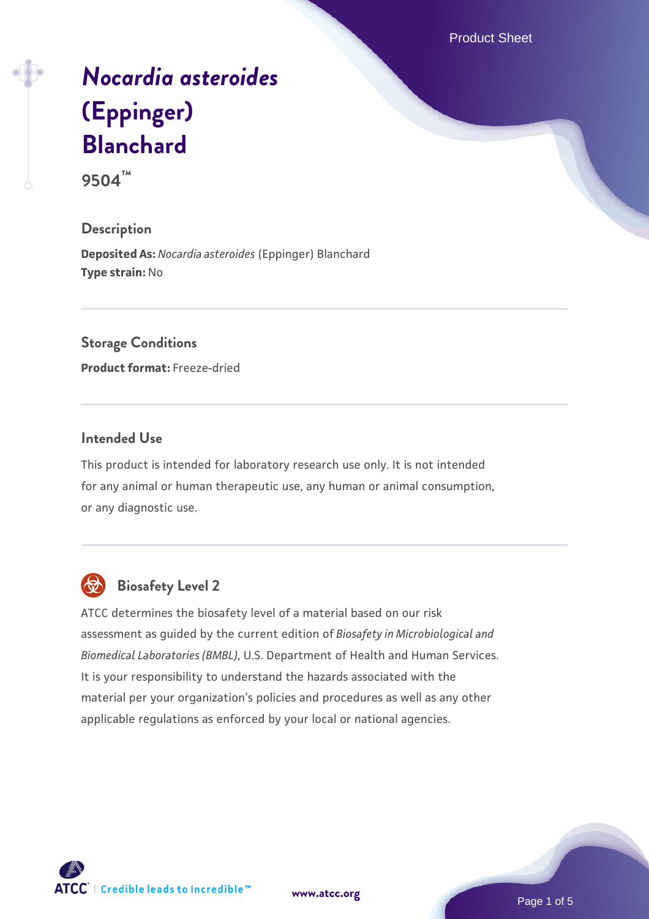# *Nocardia asteroides* (Eppinger) Blanchard

**9504™**

## Description

**Deposited As:** *Nocardia asteroides* (Eppinger) Blanchard
**Type strain:** No

## Storage Conditions

**Product format:** Freeze-dried

## Intended Use

This product is intended for laboratory research use only. It is not intended for any animal or human therapeutic use, any human or animal consumption, or any diagnostic use.

## Biosafety Level 2

ATCC determines the biosafety level of a material based on our risk assessment as guided by the current edition of *Biosafety in Microbiological and Biomedical Laboratories (BMBL)*, U.S. Department of Health and Human Services. It is your responsibility to understand the hazards associated with the material per your organization's policies and procedures as well as any other applicable regulations as enforced by your local or national agencies.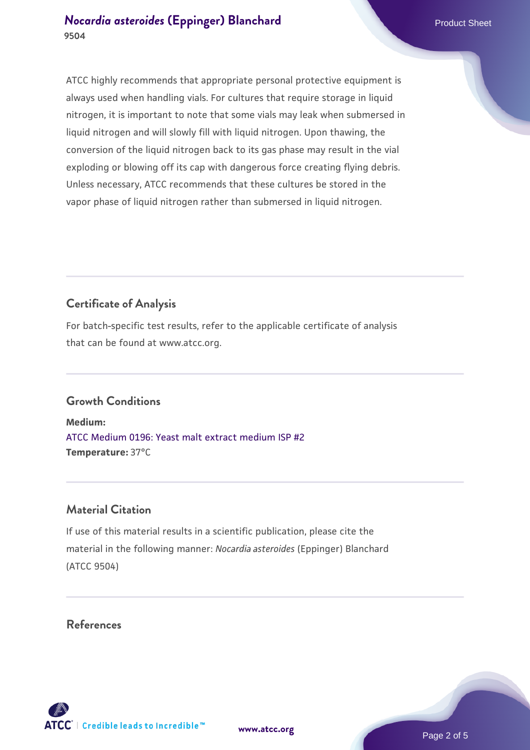ATCC highly recommends that appropriate personal protective equipment is always used when handling vials. For cultures that require storage in liquid nitrogen, it is important to note that some vials may leak when submersed in liquid nitrogen and will slowly fill with liquid nitrogen. Upon thawing, the conversion of the liquid nitrogen back to its gas phase may result in the vial exploding or blowing off its cap with dangerous force creating flying debris. Unless necessary, ATCC recommends that these cultures be stored in the vapor phase of liquid nitrogen rather than submersed in liquid nitrogen.

## Certificate of Analysis

For batch-specific test results, refer to the applicable certificate of analysis that can be found at www.atcc.org.

## Growth Conditions

**Medium:**
ATCC Medium 0196: Yeast malt extract medium ISP #2
**Temperature:** 37°C

## Material Citation

If use of this material results in a scientific publication, please cite the material in the following manner: *Nocardia asteroides* (Eppinger) Blanchard (ATCC 9504)

## References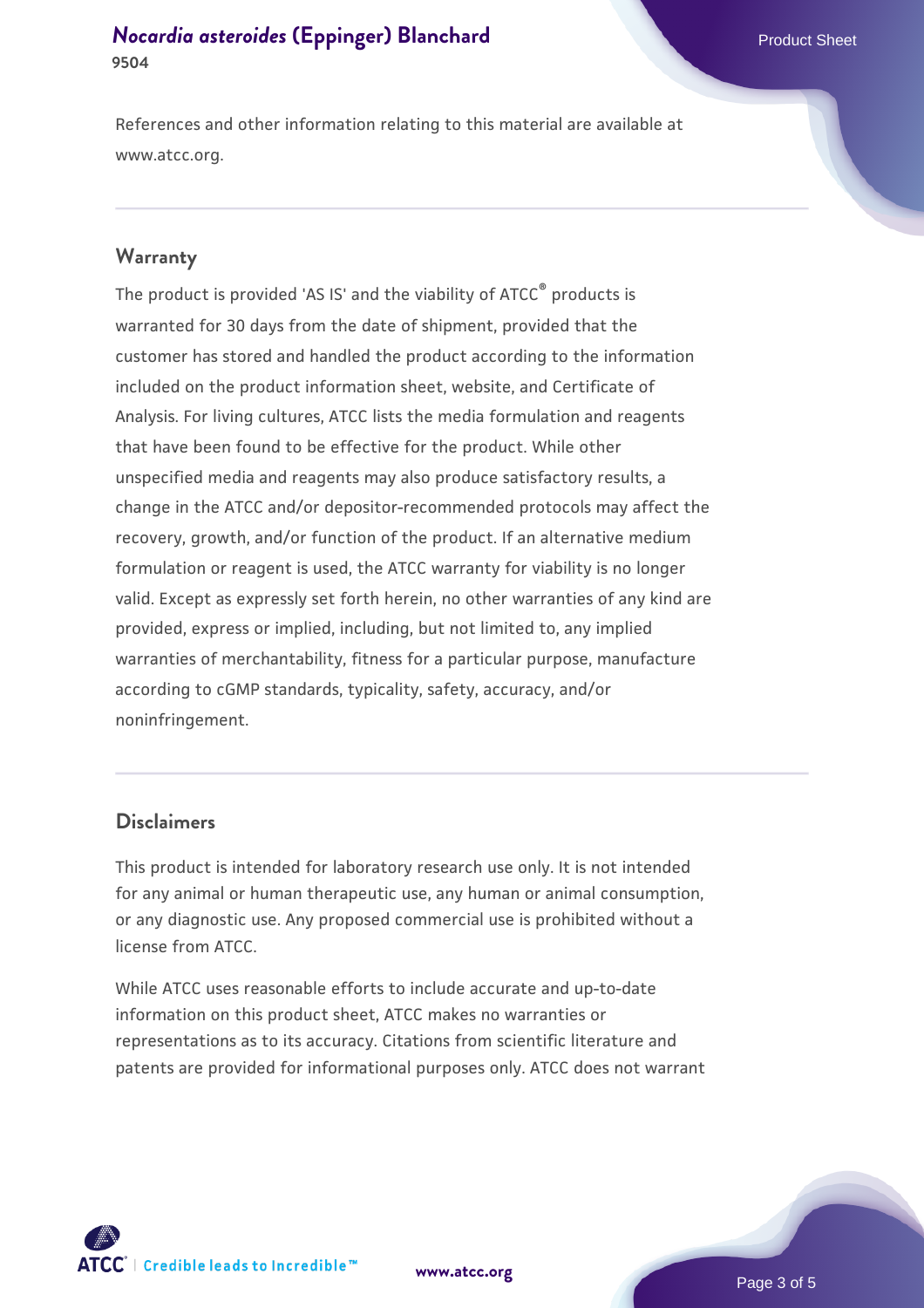References and other information relating to this material are available at www.atcc.org.

## Warranty

The product is provided 'AS IS' and the viability of ATCC® products is warranted for 30 days from the date of shipment, provided that the customer has stored and handled the product according to the information included on the product information sheet, website, and Certificate of Analysis. For living cultures, ATCC lists the media formulation and reagents that have been found to be effective for the product. While other unspecified media and reagents may also produce satisfactory results, a change in the ATCC and/or depositor-recommended protocols may affect the recovery, growth, and/or function of the product. If an alternative medium formulation or reagent is used, the ATCC warranty for viability is no longer valid. Except as expressly set forth herein, no other warranties of any kind are provided, express or implied, including, but not limited to, any implied warranties of merchantability, fitness for a particular purpose, manufacture according to cGMP standards, typicality, safety, accuracy, and/or noninfringement.

## Disclaimers

This product is intended for laboratory research use only. It is not intended for any animal or human therapeutic use, any human or animal consumption, or any diagnostic use. Any proposed commercial use is prohibited without a license from ATCC.

While ATCC uses reasonable efforts to include accurate and up-to-date information on this product sheet, ATCC makes no warranties or representations as to its accuracy. Citations from scientific literature and patents are provided for informational purposes only. ATCC does not warrant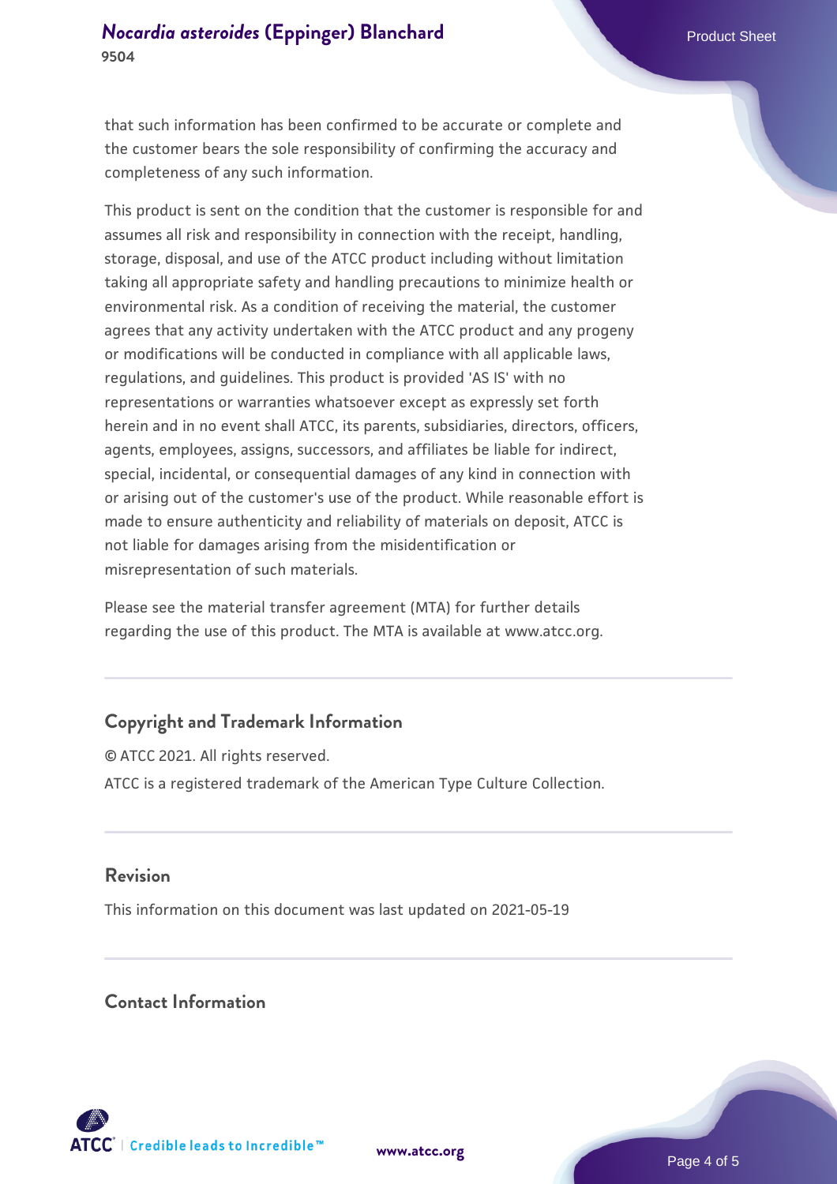that such information has been confirmed to be accurate or complete and the customer bears the sole responsibility of confirming the accuracy and completeness of any such information.

This product is sent on the condition that the customer is responsible for and assumes all risk and responsibility in connection with the receipt, handling, storage, disposal, and use of the ATCC product including without limitation taking all appropriate safety and handling precautions to minimize health or environmental risk. As a condition of receiving the material, the customer agrees that any activity undertaken with the ATCC product and any progeny or modifications will be conducted in compliance with all applicable laws, regulations, and guidelines. This product is provided 'AS IS' with no representations or warranties whatsoever except as expressly set forth herein and in no event shall ATCC, its parents, subsidiaries, directors, officers, agents, employees, assigns, successors, and affiliates be liable for indirect, special, incidental, or consequential damages of any kind in connection with or arising out of the customer's use of the product. While reasonable effort is made to ensure authenticity and reliability of materials on deposit, ATCC is not liable for damages arising from the misidentification or misrepresentation of such materials.

Please see the material transfer agreement (MTA) for further details regarding the use of this product. The MTA is available at www.atcc.org.

## Copyright and Trademark Information

© ATCC 2021. All rights reserved.

ATCC is a registered trademark of the American Type Culture Collection.

## Revision

This information on this document was last updated on 2021-05-19

## Contact Information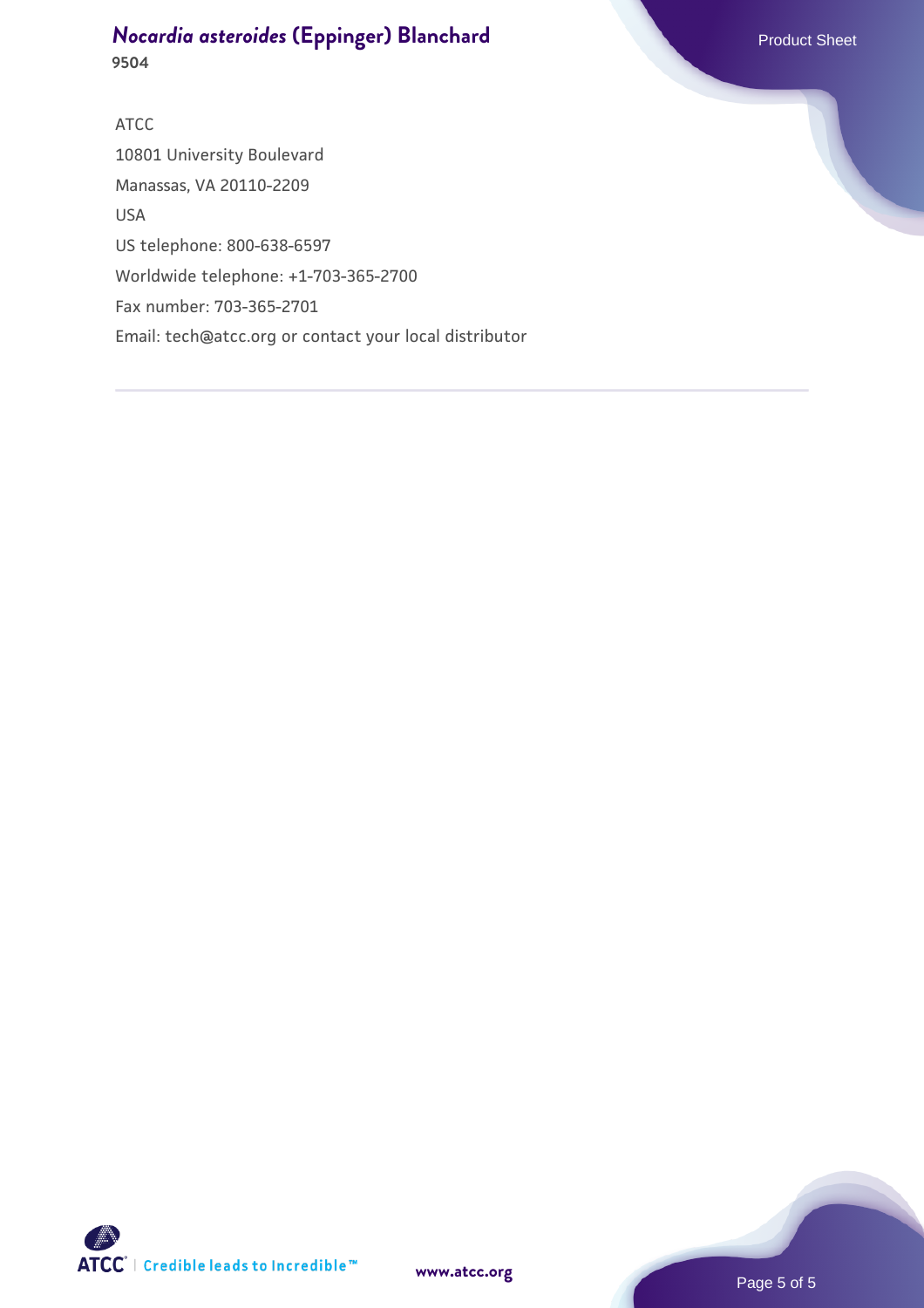ATCC

10801 University Boulevard

Manassas, VA 20110-2209

USA

US telephone: 800-638-6597

Worldwide telephone: +1-703-365-2700

Fax number: 703-365-2701

Email: tech@atcc.org or contact your local distributor